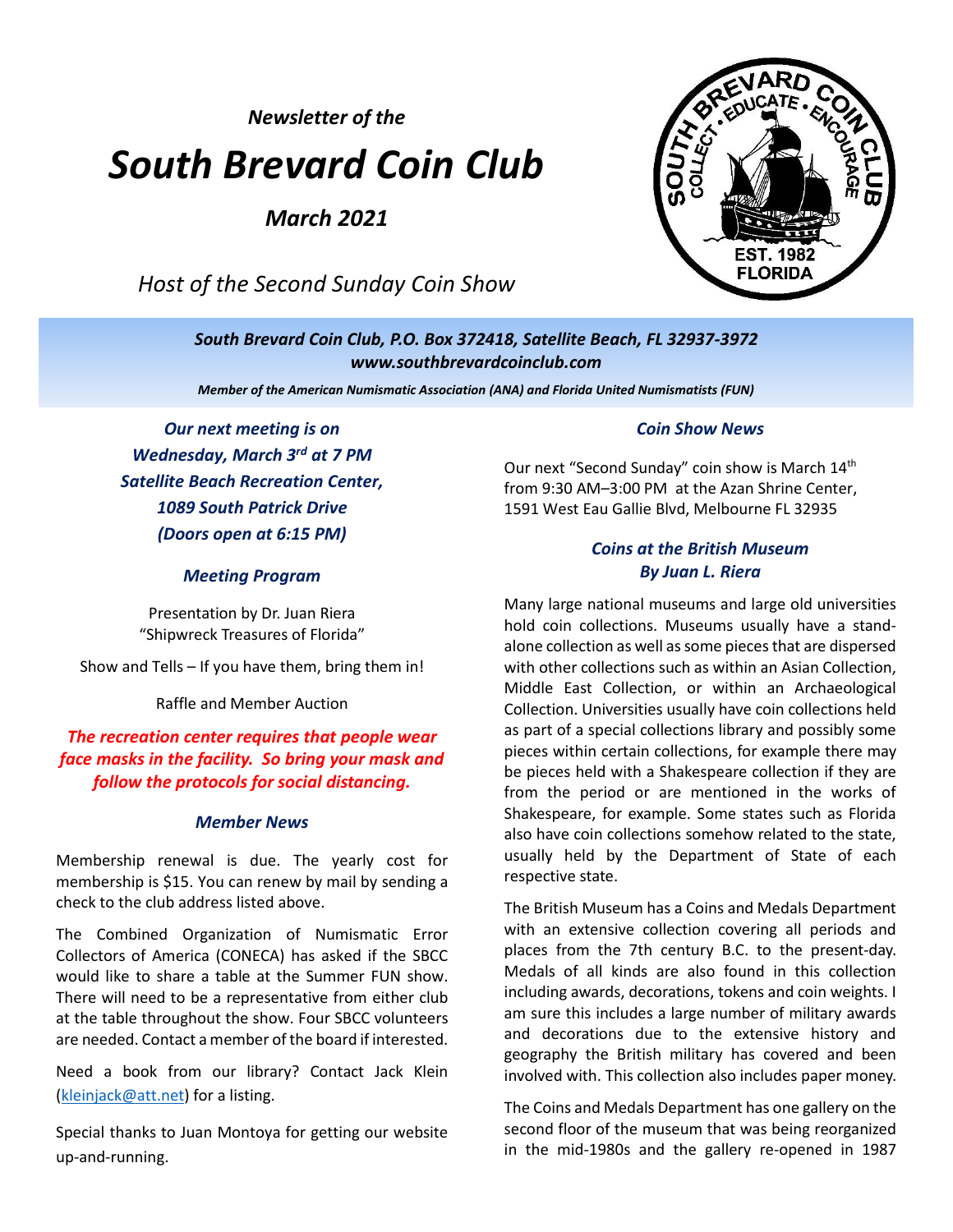*Newsletter of the*

# *South Brevard Coin Club*

***March 2021***

*Host of the Second Sunday Coin Show*

***South Brevard Coin Club, P.O. Box 372418, Satellite Beach, FL 32937-3972***
***www.southbrevardcoinclub.com***

***Member of the American Numismatic Association (ANA) and Florida United Numismatists (FUN)***

***Our next meeting is on***
***Wednesday, March 3rd at 7 PM***
***Satellite Beach Recreation Center,***
***1089 South Patrick Drive***
***(Doors open at 6:15 PM)***

### *Meeting Program*

Presentation by Dr. Juan Riera
"Shipwreck Treasures of Florida"

Show and Tells – If you have them, bring them in!

Raffle and Member Auction

***The recreation center requires that people wear face masks in the facility. So bring your mask and follow the protocols for social distancing.***

### *Member News*

Membership renewal is due. The yearly cost for membership is $15. You can renew by mail by sending a check to the club address listed above.

The Combined Organization of Numismatic Error Collectors of America (CONECA) has asked if the SBCC would like to share a table at the Summer FUN show. There will need to be a representative from either club at the table throughout the show. Four SBCC volunteers are needed. Contact a member of the board if interested.

Need a book from our library? Contact Jack Klein (kleinjack@att.net) for a listing.

Special thanks to Juan Montoya for getting our website up-and-running.

### *Coin Show News*

Our next "Second Sunday" coin show is March 14th from 9:30 AM–3:00 PM at the Azan Shrine Center, 1591 West Eau Gallie Blvd, Melbourne FL 32935

### *Coins at the British Museum*
### *By Juan L. Riera*

Many large national museums and large old universities hold coin collections. Museums usually have a stand-alone collection as well as some pieces that are dispersed with other collections such as within an Asian Collection, Middle East Collection, or within an Archaeological Collection. Universities usually have coin collections held as part of a special collections library and possibly some pieces within certain collections, for example there may be pieces held with a Shakespeare collection if they are from the period or are mentioned in the works of Shakespeare, for example. Some states such as Florida also have coin collections somehow related to the state, usually held by the Department of State of each respective state.

The British Museum has a Coins and Medals Department with an extensive collection covering all periods and places from the 7th century B.C. to the present-day. Medals of all kinds are also found in this collection including awards, decorations, tokens and coin weights. I am sure this includes a large number of military awards and decorations due to the extensive history and geography the British military has covered and been involved with. This collection also includes paper money.

The Coins and Medals Department has one gallery on the second floor of the museum that was being reorganized in the mid-1980s and the gallery re-opened in 1987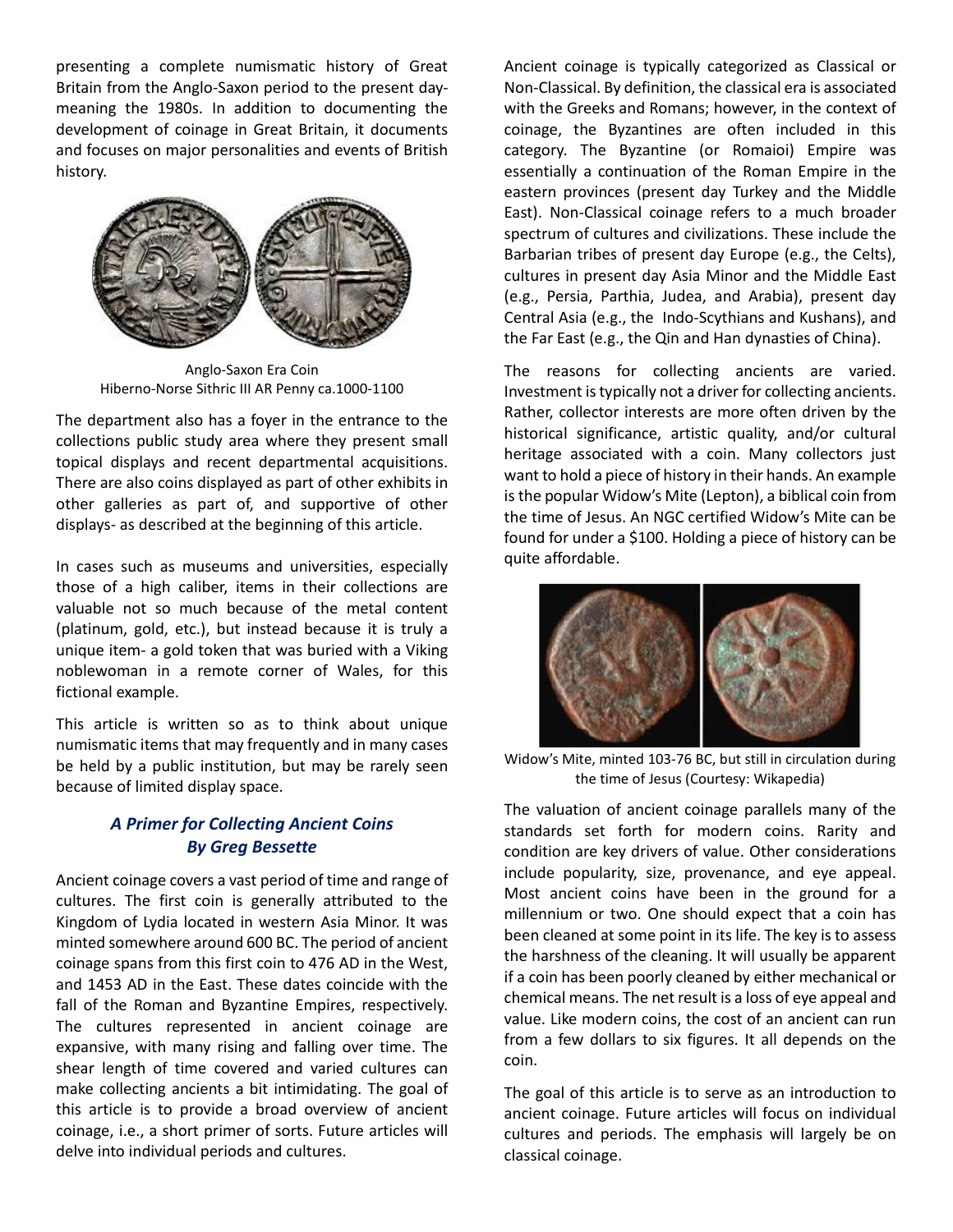presenting a complete numismatic history of Great Britain from the Anglo-Saxon period to the present day- meaning the 1980s. In addition to documenting the development of coinage in Great Britain, it documents and focuses on major personalities and events of British history.

Anglo-Saxon Era Coin
Hiberno-Norse Sithric III AR Penny ca.1000-1100

The department also has a foyer in the entrance to the collections public study area where they present small topical displays and recent departmental acquisitions. There are also coins displayed as part of other exhibits in other galleries as part of, and supportive of other displays- as described at the beginning of this article.

In cases such as museums and universities, especially those of a high caliber, items in their collections are valuable not so much because of the metal content (platinum, gold, etc.), but instead because it is truly a unique item- a gold token that was buried with a Viking noblewoman in a remote corner of Wales, for this fictional example.

This article is written so as to think about unique numismatic items that may frequently and in many cases be held by a public institution, but may be rarely seen because of limited display space.

### *A Primer for Collecting Ancient Coins*
### *By Greg Bessette*

Ancient coinage covers a vast period of time and range of cultures. The first coin is generally attributed to the Kingdom of Lydia located in western Asia Minor. It was minted somewhere around 600 BC. The period of ancient coinage spans from this first coin to 476 AD in the West, and 1453 AD in the East. These dates coincide with the fall of the Roman and Byzantine Empires, respectively. The cultures represented in ancient coinage are expansive, with many rising and falling over time. The shear length of time covered and varied cultures can make collecting ancients a bit intimidating. The goal of this article is to provide a broad overview of ancient coinage, i.e., a short primer of sorts. Future articles will delve into individual periods and cultures.

Ancient coinage is typically categorized as Classical or Non-Classical. By definition, the classical era is associated with the Greeks and Romans; however, in the context of coinage, the Byzantines are often included in this category. The Byzantine (or Romaioi) Empire was essentially a continuation of the Roman Empire in the eastern provinces (present day Turkey and the Middle East). Non-Classical coinage refers to a much broader spectrum of cultures and civilizations. These include the Barbarian tribes of present day Europe (e.g., the Celts), cultures in present day Asia Minor and the Middle East (e.g., Persia, Parthia, Judea, and Arabia), present day Central Asia (e.g., the Indo-Scythians and Kushans), and the Far East (e.g., the Qin and Han dynasties of China).

The reasons for collecting ancients are varied. Investment is typically not a driver for collecting ancients. Rather, collector interests are more often driven by the historical significance, artistic quality, and/or cultural heritage associated with a coin. Many collectors just want to hold a piece of history in their hands. An example is the popular Widow's Mite (Lepton), a biblical coin from the time of Jesus. An NGC certified Widow's Mite can be found for under a $100. Holding a piece of history can be quite affordable.

Widow's Mite, minted 103-76 BC, but still in circulation during the time of Jesus (Courtesy: Wikapedia)

The valuation of ancient coinage parallels many of the standards set forth for modern coins. Rarity and condition are key drivers of value. Other considerations include popularity, size, provenance, and eye appeal. Most ancient coins have been in the ground for a millennium or two. One should expect that a coin has been cleaned at some point in its life. The key is to assess the harshness of the cleaning. It will usually be apparent if a coin has been poorly cleaned by either mechanical or chemical means. The net result is a loss of eye appeal and value. Like modern coins, the cost of an ancient can run from a few dollars to six figures. It all depends on the coin.

The goal of this article is to serve as an introduction to ancient coinage. Future articles will focus on individual cultures and periods. The emphasis will largely be on classical coinage.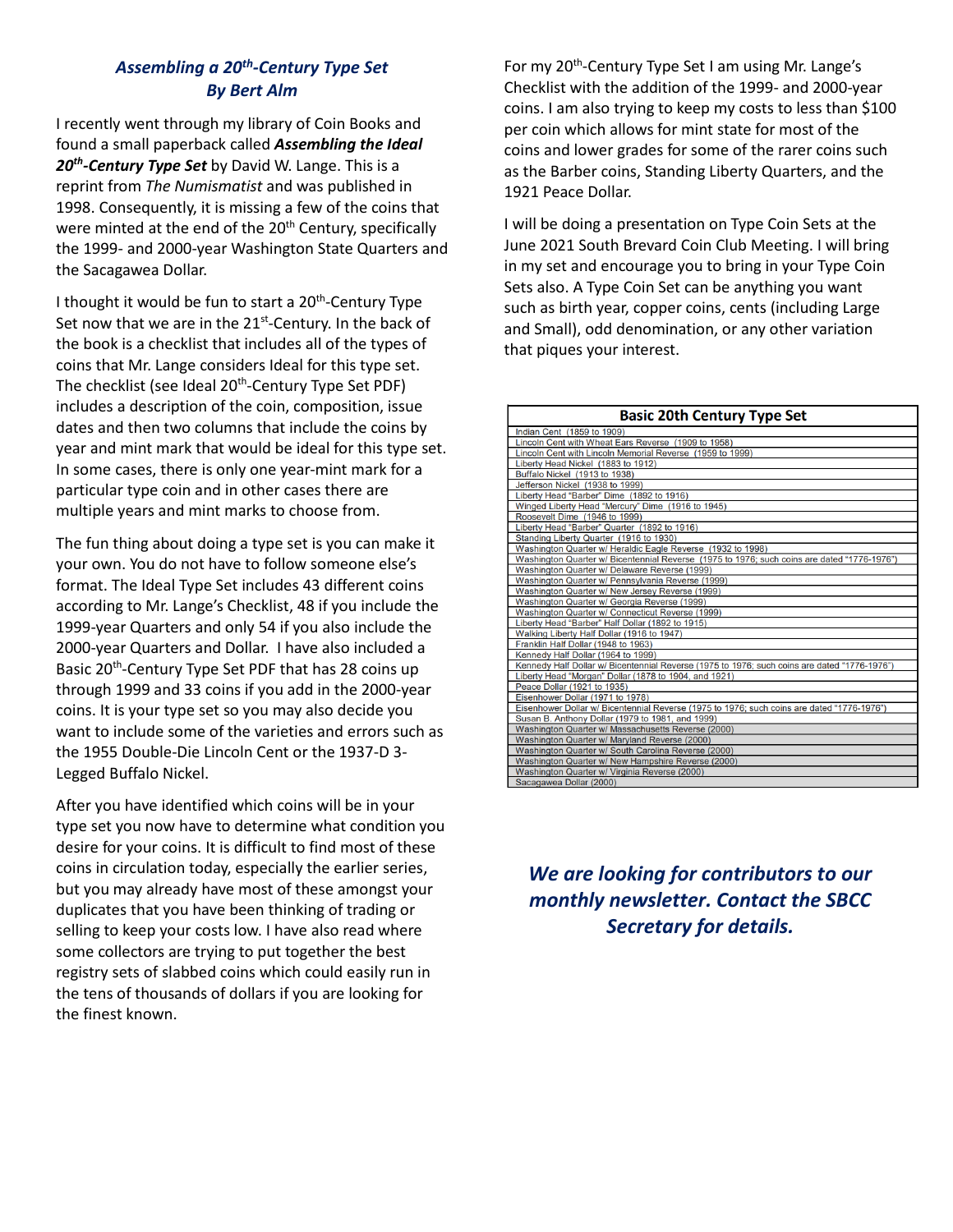## *Assembling a 20th-Century Type Set*
## *By Bert Alm*

I recently went through my library of Coin Books and found a small paperback called ***Assembling the Ideal 20th-Century Type Set*** by David W. Lange. This is a reprint from *The Numismatist* and was published in 1998. Consequently, it is missing a few of the coins that were minted at the end of the 20th Century, specifically the 1999- and 2000-year Washington State Quarters and the Sacagawea Dollar.

I thought it would be fun to start a 20th-Century Type Set now that we are in the 21st-Century. In the back of the book is a checklist that includes all of the types of coins that Mr. Lange considers Ideal for this type set. The checklist (see Ideal 20th-Century Type Set PDF) includes a description of the coin, composition, issue dates and then two columns that include the coins by year and mint mark that would be ideal for this type set. In some cases, there is only one year-mint mark for a particular type coin and in other cases there are multiple years and mint marks to choose from.

The fun thing about doing a type set is you can make it your own. You do not have to follow someone else's format. The Ideal Type Set includes 43 different coins according to Mr. Lange's Checklist, 48 if you include the 1999-year Quarters and only 54 if you also include the 2000-year Quarters and Dollar. I have also included a Basic 20th-Century Type Set PDF that has 28 coins up through 1999 and 33 coins if you add in the 2000-year coins. It is your type set so you may also decide you want to include some of the varieties and errors such as the 1955 Double-Die Lincoln Cent or the 1937-D 3-Legged Buffalo Nickel.

After you have identified which coins will be in your type set you now have to determine what condition you desire for your coins. It is difficult to find most of these coins in circulation today, especially the earlier series, but you may already have most of these amongst your duplicates that you have been thinking of trading or selling to keep your costs low. I have also read where some collectors are trying to put together the best registry sets of slabbed coins which could easily run in the tens of thousands of dollars if you are looking for the finest known.

For my 20th-Century Type Set I am using Mr. Lange's Checklist with the addition of the 1999- and 2000-year coins. I am also trying to keep my costs to less than $100 per coin which allows for mint state for most of the coins and lower grades for some of the rarer coins such as the Barber coins, Standing Liberty Quarters, and the 1921 Peace Dollar.

I will be doing a presentation on Type Coin Sets at the June 2021 South Brevard Coin Club Meeting. I will bring in my set and encourage you to bring in your Type Coin Sets also. A Type Coin Set can be anything you want such as birth year, copper coins, cents (including Large and Small), odd denomination, or any other variation that piques your interest.

| Basic 20th Century Type Set |
|---|
| Indian Cent (1859 to 1909) |
| Lincoln Cent with Wheat Ears Reverse (1909 to 1958) |
| Lincoln Cent with Lincoln Memorial Reverse (1959 to 1999) |
| Liberty Head Nickel (1883 to 1912) |
| Buffalo Nickel (1913 to 1938) |
| Jefferson Nickel (1938 to 1999) |
| Liberty Head "Barber" Dime (1892 to 1916) |
| Winged Liberty Head "Mercury" Dime (1916 to 1945) |
| Roosevelt Dime (1946 to 1999) |
| Liberty Head "Barber" Quarter (1892 to 1916) |
| Standing Liberty Quarter (1916 to 1930) |
| Washington Quarter w/ Heraldic Eagle Reverse (1932 to 1998) |
| Washington Quarter w/ Bicentennial Reverse (1975 to 1976; such coins are dated "1776-1976") |
| Washington Quarter w/ Delaware Reverse (1999) |
| Washington Quarter w/ Pennsylvania Reverse (1999) |
| Washington Quarter w/ New Jersey Reverse (1999) |
| Washington Quarter w/ Georgia Reverse (1999) |
| Washington Quarter w/ Connecticut Reverse (1999) |
| Liberty Head "Barber" Half Dollar (1892 to 1915) |
| Walking Liberty Half Dollar (1916 to 1947) |
| Franklin Half Dollar (1948 to 1963) |
| Kennedy Half Dollar (1964 to 1999) |
| Kennedy Half Dollar w/ Bicentennial Reverse (1975 to 1976; such coins are dated "1776-1976") |
| Liberty Head "Morgan" Dollar (1878 to 1904, and 1921) |
| Peace Dollar (1921 to 1935) |
| Eisenhower Dollar (1971 to 1978) |
| Eisenhower Dollar w/ Bicentennial Reverse (1975 to 1976; such coins are dated "1776-1976") |
| Susan B. Anthony Dollar (1979 to 1981, and 1999) |
| Washington Quarter w/ Massachusetts Reverse (2000) |
| Washington Quarter w/ Maryland Reverse (2000) |
| Washington Quarter w/ South Carolina Reverse (2000) |
| Washington Quarter w/ New Hampshire Reverse (2000) |
| Washington Quarter w/ Virginia Reverse (2000) |
| Sacagawea Dollar (2000) |

***We are looking for contributors to our monthly newsletter. Contact the SBCC Secretary for details.***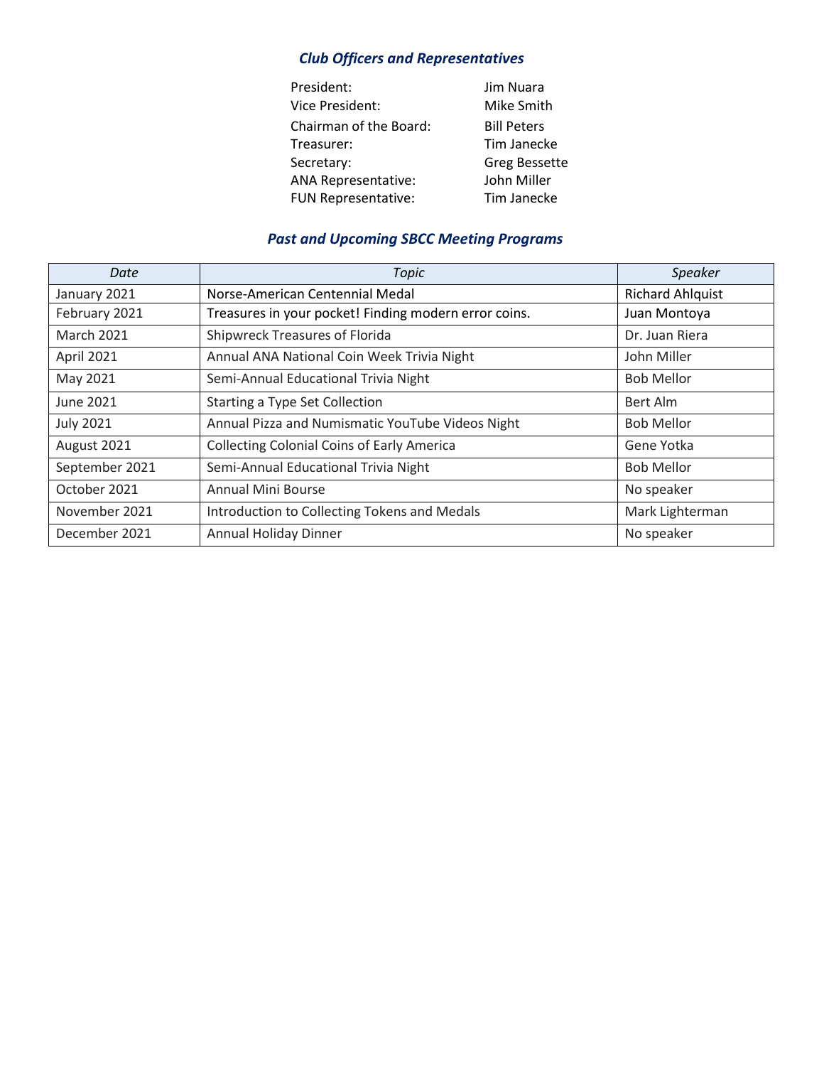## *Club Officers and Representatives*

| | |
|---|---|
| President: | Jim Nuara |
| Vice President: | Mike Smith |
| Chairman of the Board: | Bill Peters |
| Treasurer: | Tim Janecke |
| Secretary: | Greg Bessette |
| ANA Representative: | John Miller |
| FUN Representative: | Tim Janecke |

## *Past and Upcoming SBCC Meeting Programs*

| *Date* | *Topic* | *Speaker* |
|---|---|---|
| January 2021 | Norse-American Centennial Medal | Richard Ahlquist |
| February 2021 | Treasures in your pocket! Finding modern error coins. | Juan Montoya |
| March 2021 | Shipwreck Treasures of Florida | Dr. Juan Riera |
| April 2021 | Annual ANA National Coin Week Trivia Night | John Miller |
| May 2021 | Semi-Annual Educational Trivia Night | Bob Mellor |
| June 2021 | Starting a Type Set Collection | Bert Alm |
| July 2021 | Annual Pizza and Numismatic YouTube Videos Night | Bob Mellor |
| August 2021 | Collecting Colonial Coins of Early America | Gene Yotka |
| September 2021 | Semi-Annual Educational Trivia Night | Bob Mellor |
| October 2021 | Annual Mini Bourse | No speaker |
| November 2021 | Introduction to Collecting Tokens and Medals | Mark Lighterman |
| December 2021 | Annual Holiday Dinner | No speaker |